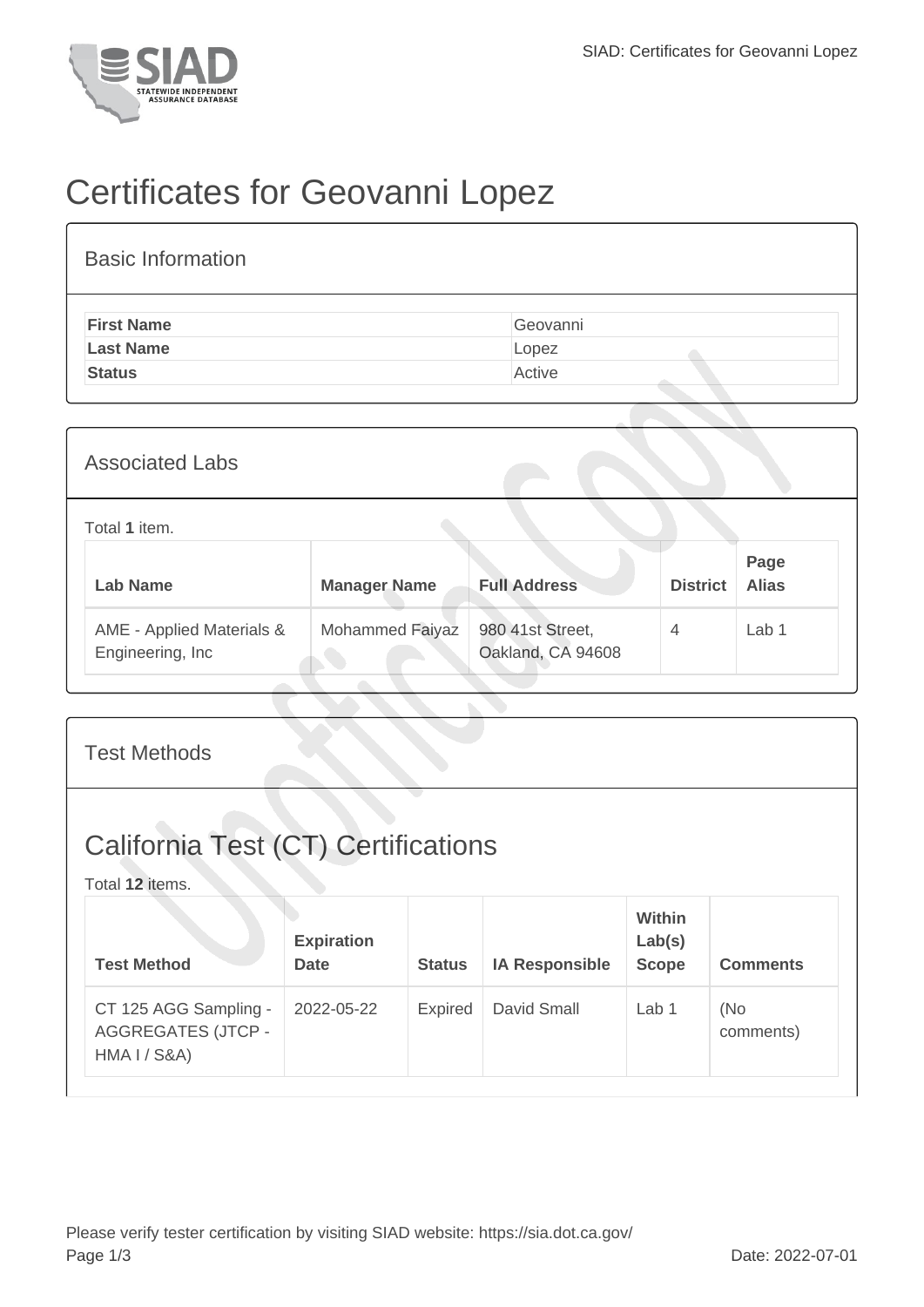# Certificates for Geovanni Lopez

## Basic Information

| | |
|---|---|
| **First Name** | Geovanni |
| **Last Name** | Lopez |
| **Status** | Active |

## Associated Labs

Total **1** item.

| Lab Name | Manager Name | Full Address | District | Page Alias |
|---|---|---|---|---|
| AME - Applied Materials & Engineering, Inc | Mohammed Faiyaz | 980 41st Street, Oakland, CA 94608 | 4 | Lab 1 |

## Test Methods

# California Test (CT) Certifications

Total **12** items.

| Test Method | Expiration Date | Status | IA Responsible | Within Lab(s) Scope | Comments |
|---|---|---|---|---|---|
| CT 125 AGG Sampling - AGGREGATES (JTCP - HMA I / S&A) | 2022-05-22 | Expired | David Small | Lab 1 | (No comments) |

Please verify tester certification by visiting SIAD website: https://sia.dot.ca.gov/

Date: 2022-07-01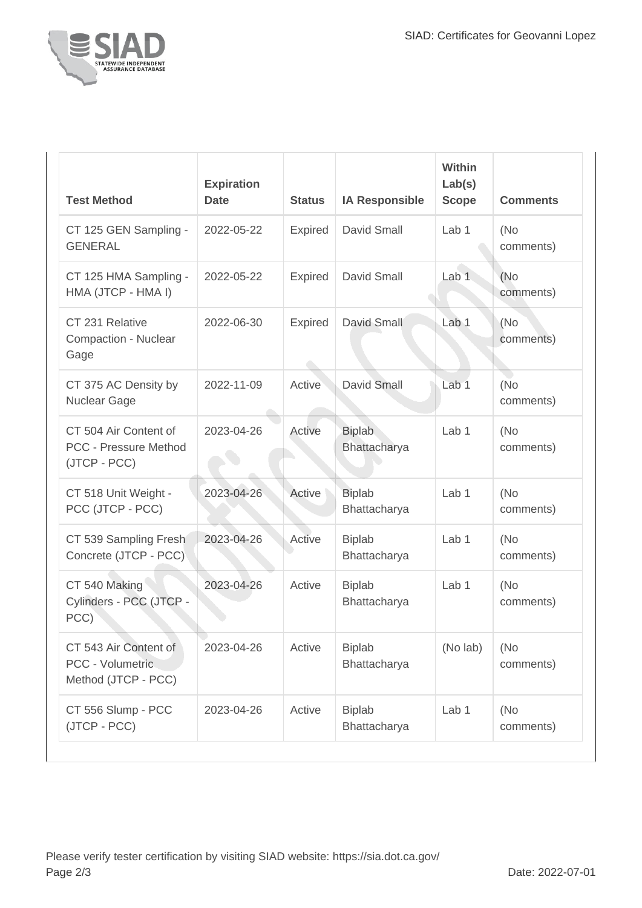| Test Method | Expiration Date | Status | IA Responsible | Within Lab(s) Scope | Comments |
|---|---|---|---|---|---|
| CT 125 GEN Sampling - GENERAL | 2022-05-22 | Expired | David Small | Lab 1 | (No comments) |
| CT 125 HMA Sampling - HMA (JTCP - HMA I) | 2022-05-22 | Expired | David Small | Lab 1 | (No comments) |
| CT 231 Relative Compaction - Nuclear Gage | 2022-06-30 | Expired | David Small | Lab 1 | (No comments) |
| CT 375 AC Density by Nuclear Gage | 2022-11-09 | Active | David Small | Lab 1 | (No comments) |
| CT 504 Air Content of PCC - Pressure Method (JTCP - PCC) | 2023-04-26 | Active | Biplab Bhattacharya | Lab 1 | (No comments) |
| CT 518 Unit Weight - PCC (JTCP - PCC) | 2023-04-26 | Active | Biplab Bhattacharya | Lab 1 | (No comments) |
| CT 539 Sampling Fresh Concrete (JTCP - PCC) | 2023-04-26 | Active | Biplab Bhattacharya | Lab 1 | (No comments) |
| CT 540 Making Cylinders - PCC (JTCP - PCC) | 2023-04-26 | Active | Biplab Bhattacharya | Lab 1 | (No comments) |
| CT 543 Air Content of PCC - Volumetric Method (JTCP - PCC) | 2023-04-26 | Active | Biplab Bhattacharya | (No lab) | (No comments) |
| CT 556 Slump - PCC (JTCP - PCC) | 2023-04-26 | Active | Biplab Bhattacharya | Lab 1 | (No comments) |

Please verify tester certification by visiting SIAD website: https://sia.dot.ca.gov/

Date: 2022-07-01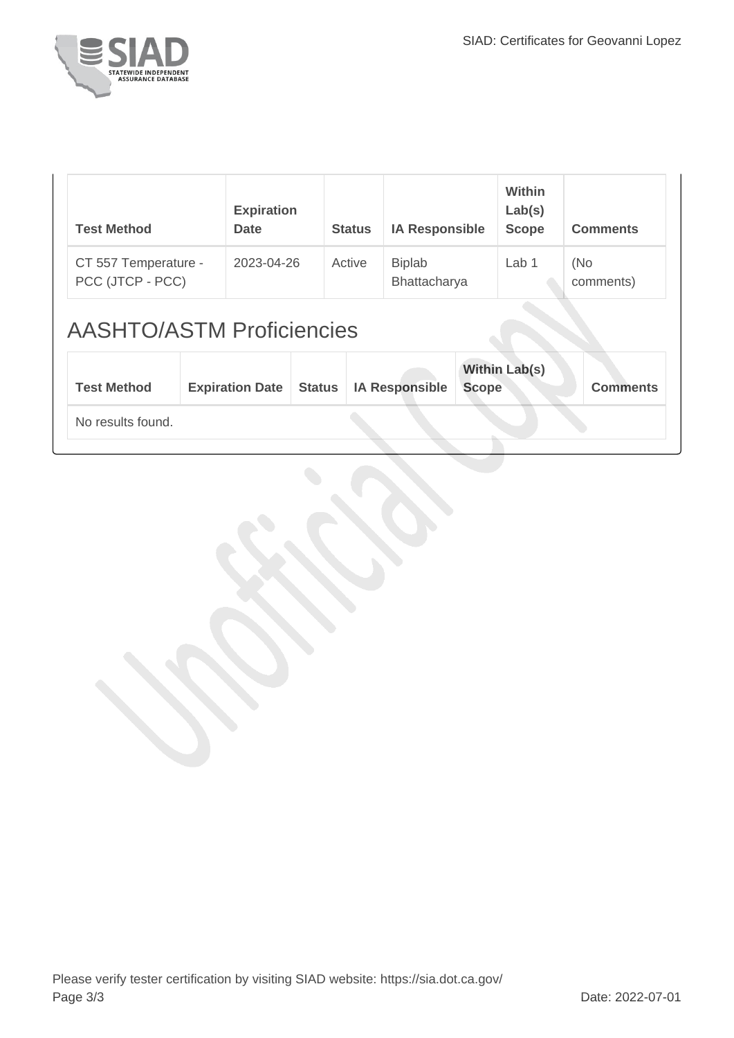| Test Method | Expiration Date | Status | IA Responsible | Within Lab(s) Scope | Comments |
|---|---|---|---|---|---|
| CT 557 Temperature - PCC (JTCP - PCC) | 2023-04-26 | Active | Biplab Bhattacharya | Lab 1 | (No comments) |

## AASHTO/ASTM Proficiencies

| Test Method | Expiration Date | Status | IA Responsible | Within Lab(s) Scope | Comments |
|---|---|---|---|---|---|
| No results found. | | | | | |

Please verify tester certification by visiting SIAD website: https://sia.dot.ca.gov/

Date: 2022-07-01